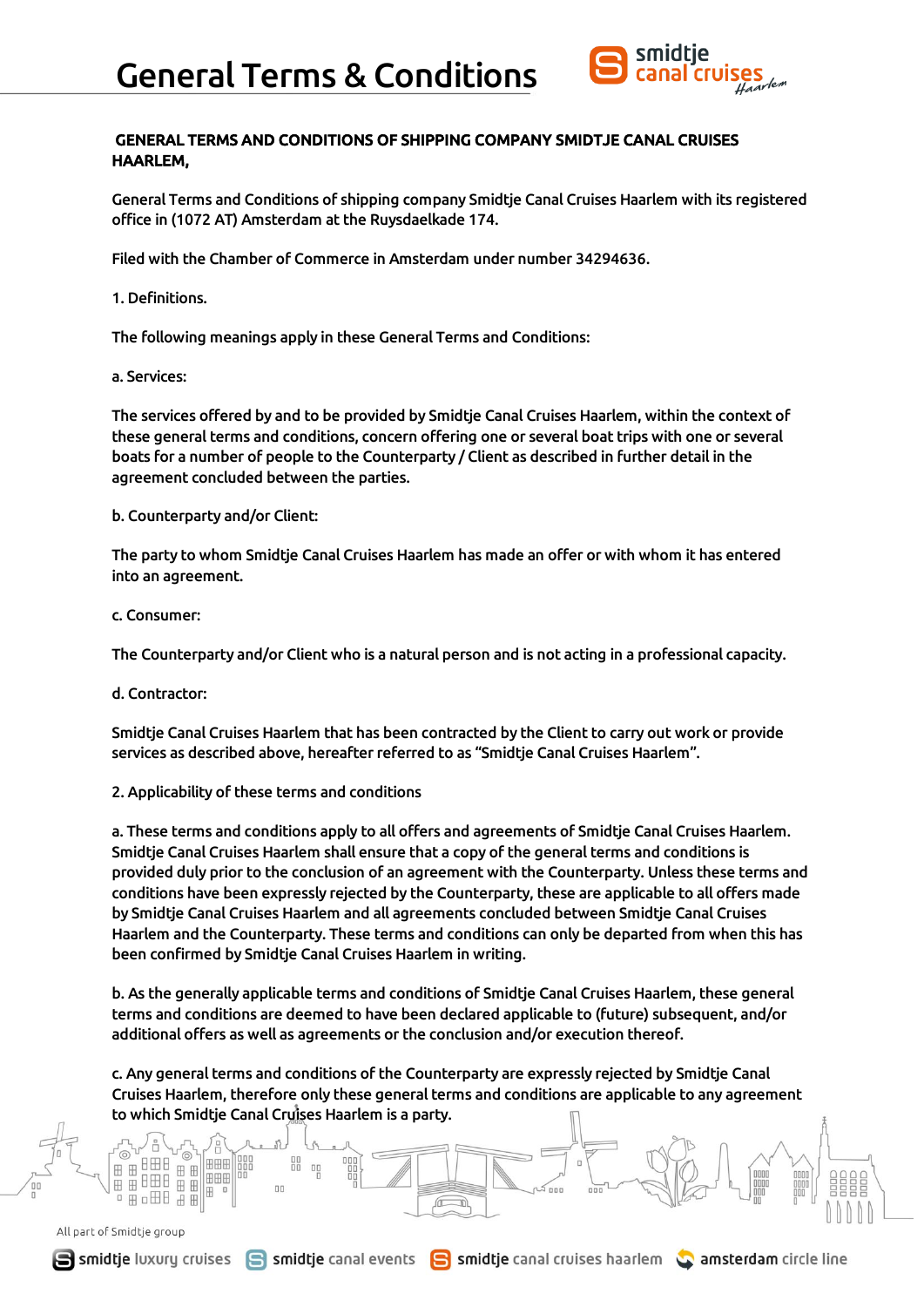# General Terms & Conditions

## GENERAL TERMS AND CONDITIONS OF SHIPPING COMPANY SMIDTJE CANAL CRUISES HAARLEM,

General Terms and Conditions of shipping company Smidtje Canal Cruises Haarlem with its registered office in (1072 AT) Amsterdam at the Ruysdaelkade 174.

Filed with the Chamber of Commerce in Amsterdam under number 34294636.

1. Definitions.

The following meanings apply in these General Terms and Conditions:

a. Services:

The services offered by and to be provided by Smidtje Canal Cruises Haarlem, within the context of these general terms and conditions, concern offering one or several boat trips with one or several boats for a number of people to the Counterparty / Client as described in further detail in the agreement concluded between the parties.

b. Counterparty and/or Client:

The party to whom Smidtje Canal Cruises Haarlem has made an offer or with whom it has entered into an agreement.

c. Consumer:

The Counterparty and/or Client who is a natural person and is not acting in a professional capacity.

d. Contractor:

Smidtje Canal Cruises Haarlem that has been contracted by the Client to carry out work or provide services as described above, hereafter referred to as “Smidtje Canal Cruises Haarlem”.

2. Applicability of these terms and conditions

a. These terms and conditions apply to all offers and agreements of Smidtje Canal Cruises Haarlem. Smidtje Canal Cruises Haarlem shall ensure that a copy of the general terms and conditions is provided duly prior to the conclusion of an agreement with the Counterparty. Unless these terms and conditions have been expressly rejected by the Counterparty, these are applicable to all offers made by Smidtje Canal Cruises Haarlem and all agreements concluded between Smidtje Canal Cruises Haarlem and the Counterparty. These terms and conditions can only be departed from when this has been confirmed by Smidtje Canal Cruises Haarlem in writing.

b. As the generally applicable terms and conditions of Smidtje Canal Cruises Haarlem, these general terms and conditions are deemed to have been declared applicable to (future) subsequent, and/or additional offers as well as agreements or the conclusion and/or execution thereof.

c. Any general terms and conditions of the Counterparty are expressly rejected by Smidtje Canal Cruises Haarlem, therefore only these general terms and conditions are applicable to any agreement to which Smidtje Canal Cruises Haarlem is a party.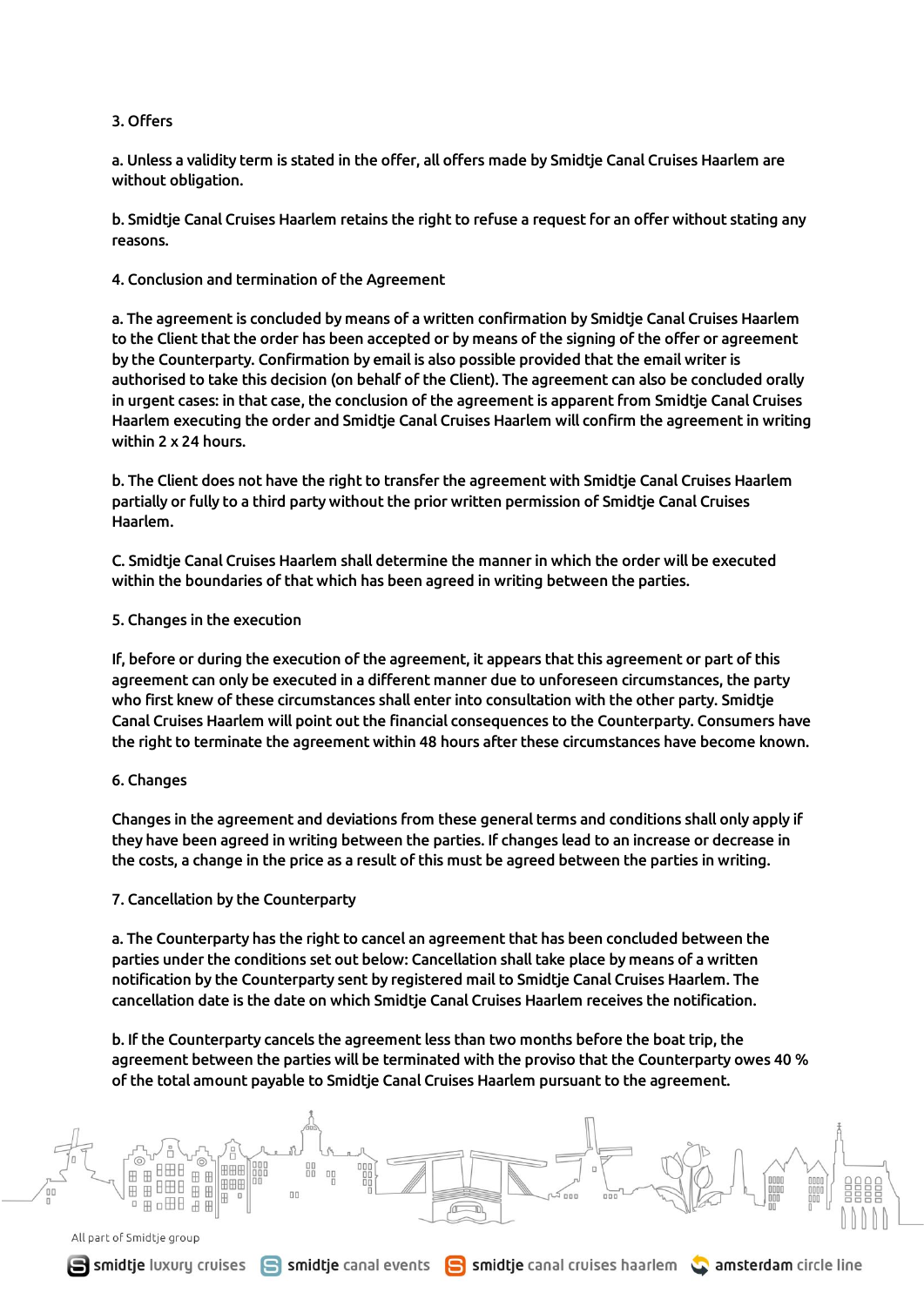3. Offers

a. Unless a validity term is stated in the offer, all offers made by Smidtje Canal Cruises Haarlem are without obligation.

b. Smidtje Canal Cruises Haarlem retains the right to refuse a request for an offer without stating any reasons.

4. Conclusion and termination of the Agreement

a. The agreement is concluded by means of a written confirmation by Smidtje Canal Cruises Haarlem to the Client that the order has been accepted or by means of the signing of the offer or agreement by the Counterparty. Confirmation by email is also possible provided that the email writer is authorised to take this decision (on behalf of the Client). The agreement can also be concluded orally in urgent cases: in that case, the conclusion of the agreement is apparent from Smidtje Canal Cruises Haarlem executing the order and Smidtje Canal Cruises Haarlem will confirm the agreement in writing within 2 x 24 hours.

b. The Client does not have the right to transfer the agreement with Smidtje Canal Cruises Haarlem partially or fully to a third party without the prior written permission of Smidtje Canal Cruises Haarlem.

C. Smidtje Canal Cruises Haarlem shall determine the manner in which the order will be executed within the boundaries of that which has been agreed in writing between the parties.

5. Changes in the execution

If, before or during the execution of the agreement, it appears that this agreement or part of this agreement can only be executed in a different manner due to unforeseen circumstances, the party who first knew of these circumstances shall enter into consultation with the other party. Smidtje Canal Cruises Haarlem will point out the financial consequences to the Counterparty. Consumers have the right to terminate the agreement within 48 hours after these circumstances have become known.

6. Changes

Changes in the agreement and deviations from these general terms and conditions shall only apply if they have been agreed in writing between the parties. If changes lead to an increase or decrease in the costs, a change in the price as a result of this must be agreed between the parties in writing.

7. Cancellation by the Counterparty

a. The Counterparty has the right to cancel an agreement that has been concluded between the parties under the conditions set out below: Cancellation shall take place by means of a written notification by the Counterparty sent by registered mail to Smidtje Canal Cruises Haarlem. The cancellation date is the date on which Smidtje Canal Cruises Haarlem receives the notification.

b. If the Counterparty cancels the agreement less than two months before the boat trip, the agreement between the parties will be terminated with the proviso that the Counterparty owes 40 % of the total amount payable to Smidtje Canal Cruises Haarlem pursuant to the agreement.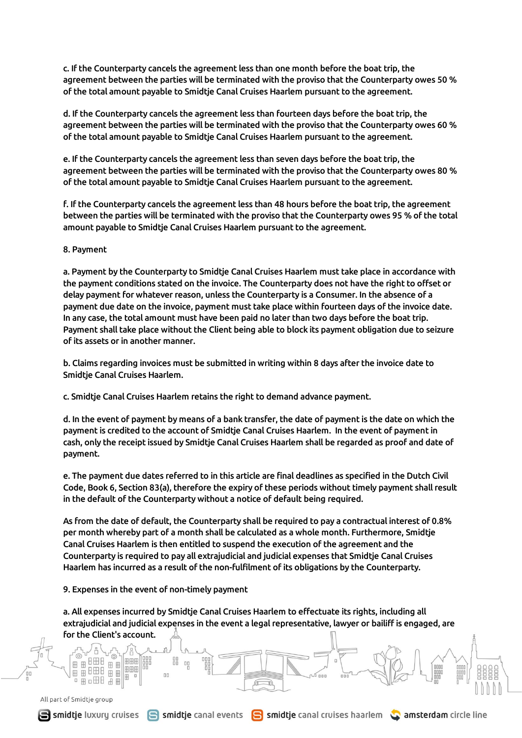c. If the Counterparty cancels the agreement less than one month before the boat trip, the agreement between the parties will be terminated with the proviso that the Counterparty owes 50 % of the total amount payable to Smidtje Canal Cruises Haarlem pursuant to the agreement.

d. If the Counterparty cancels the agreement less than fourteen days before the boat trip, the agreement between the parties will be terminated with the proviso that the Counterparty owes 60 % of the total amount payable to Smidtje Canal Cruises Haarlem pursuant to the agreement.

e. If the Counterparty cancels the agreement less than seven days before the boat trip, the agreement between the parties will be terminated with the proviso that the Counterparty owes 80 % of the total amount payable to Smidtje Canal Cruises Haarlem pursuant to the agreement.

f. If the Counterparty cancels the agreement less than 48 hours before the boat trip, the agreement between the parties will be terminated with the proviso that the Counterparty owes 95 % of the total amount payable to Smidtje Canal Cruises Haarlem pursuant to the agreement.

8. Payment

a. Payment by the Counterparty to Smidtje Canal Cruises Haarlem must take place in accordance with the payment conditions stated on the invoice. The Counterparty does not have the right to offset or delay payment for whatever reason, unless the Counterparty is a Consumer. In the absence of a payment due date on the invoice, payment must take place within fourteen days of the invoice date. In any case, the total amount must have been paid no later than two days before the boat trip. Payment shall take place without the Client being able to block its payment obligation due to seizure of its assets or in another manner.

b. Claims regarding invoices must be submitted in writing within 8 days after the invoice date to Smidtje Canal Cruises Haarlem.

c. Smidtje Canal Cruises Haarlem retains the right to demand advance payment.

d. In the event of payment by means of a bank transfer, the date of payment is the date on which the payment is credited to the account of Smidtje Canal Cruises Haarlem. In the event of payment in cash, only the receipt issued by Smidtje Canal Cruises Haarlem shall be regarded as proof and date of payment.

e. The payment due dates referred to in this article are final deadlines as specified in the Dutch Civil Code, Book 6, Section 83(a), therefore the expiry of these periods without timely payment shall result in the default of the Counterparty without a notice of default being required.

As from the date of default, the Counterparty shall be required to pay a contractual interest of 0.8% per month whereby part of a month shall be calculated as a whole month. Furthermore, Smidtje Canal Cruises Haarlem is then entitled to suspend the execution of the agreement and the Counterparty is required to pay all extrajudicial and judicial expenses that Smidtje Canal Cruises Haarlem has incurred as a result of the non-fulfilment of its obligations by the Counterparty.

9. Expenses in the event of non-timely payment

a. All expenses incurred by Smidtje Canal Cruises Haarlem to effectuate its rights, including all extrajudicial and judicial expenses in the event a legal representative, lawyer or bailiff is engaged, are for the Client's account.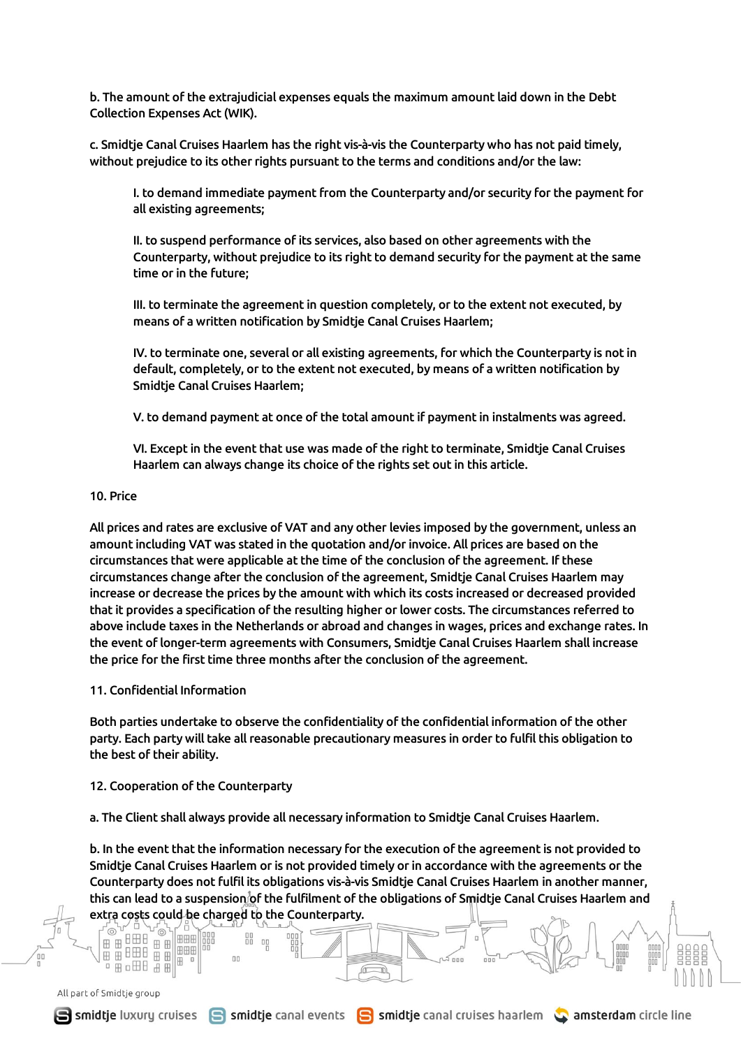b. The amount of the extrajudicial expenses equals the maximum amount laid down in the Debt Collection Expenses Act (WIK).

c. Smidtje Canal Cruises Haarlem has the right vis-à-vis the Counterparty who has not paid timely, without prejudice to its other rights pursuant to the terms and conditions and/or the law:

I. to demand immediate payment from the Counterparty and/or security for the payment for all existing agreements;

II. to suspend performance of its services, also based on other agreements with the Counterparty, without prejudice to its right to demand security for the payment at the same time or in the future;

III. to terminate the agreement in question completely, or to the extent not executed, by means of a written notification by Smidtje Canal Cruises Haarlem;

IV. to terminate one, several or all existing agreements, for which the Counterparty is not in default, completely, or to the extent not executed, by means of a written notification by Smidtje Canal Cruises Haarlem;

V. to demand payment at once of the total amount if payment in instalments was agreed.

VI. Except in the event that use was made of the right to terminate, Smidtje Canal Cruises Haarlem can always change its choice of the rights set out in this article.

## 10. Price

All prices and rates are exclusive of VAT and any other levies imposed by the government, unless an amount including VAT was stated in the quotation and/or invoice. All prices are based on the circumstances that were applicable at the time of the conclusion of the agreement. If these circumstances change after the conclusion of the agreement, Smidtje Canal Cruises Haarlem may increase or decrease the prices by the amount with which its costs increased or decreased provided that it provides a specification of the resulting higher or lower costs. The circumstances referred to above include taxes in the Netherlands or abroad and changes in wages, prices and exchange rates. In the event of longer-term agreements with Consumers, Smidtje Canal Cruises Haarlem shall increase the price for the first time three months after the conclusion of the agreement.

## 11. Confidential Information

Both parties undertake to observe the confidentiality of the confidential information of the other party. Each party will take all reasonable precautionary measures in order to fulfil this obligation to the best of their ability.

## 12. Cooperation of the Counterparty

a. The Client shall always provide all necessary information to Smidtje Canal Cruises Haarlem.

b. In the event that the information necessary for the execution of the agreement is not provided to Smidtje Canal Cruises Haarlem or is not provided timely or in accordance with the agreements or the Counterparty does not fulfil its obligations vis-à-vis Smidtje Canal Cruises Haarlem in another manner, this can lead to a suspension of the fulfilment of the obligations of Smidtje Canal Cruises Haarlem and extra costs could be charged to the Counterparty.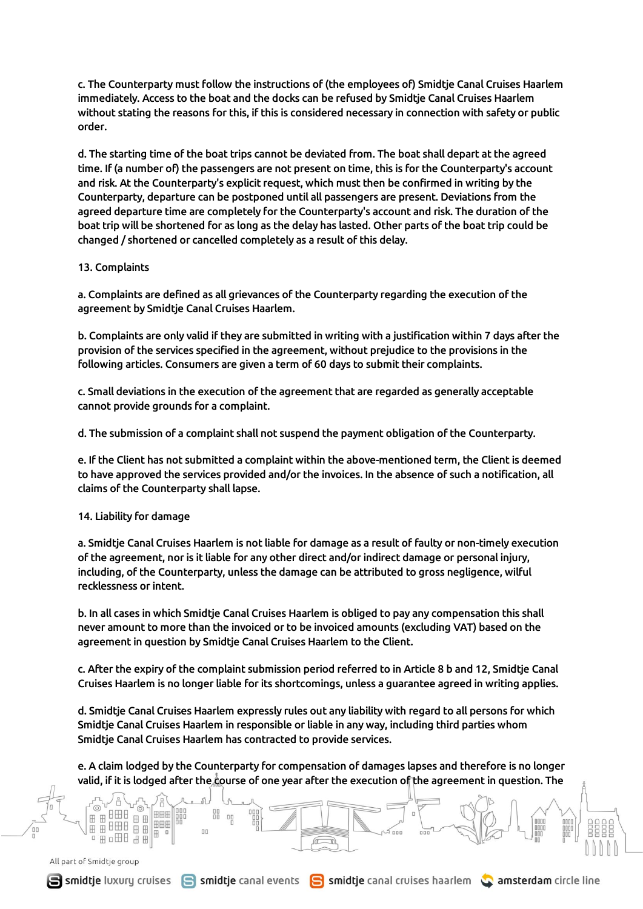c. The Counterparty must follow the instructions of (the employees of) Smidtje Canal Cruises Haarlem immediately. Access to the boat and the docks can be refused by Smidtje Canal Cruises Haarlem without stating the reasons for this, if this is considered necessary in connection with safety or public order.

d. The starting time of the boat trips cannot be deviated from. The boat shall depart at the agreed time. If (a number of) the passengers are not present on time, this is for the Counterparty's account and risk. At the Counterparty's explicit request, which must then be confirmed in writing by the Counterparty, departure can be postponed until all passengers are present. Deviations from the agreed departure time are completely for the Counterparty's account and risk. The duration of the boat trip will be shortened for as long as the delay has lasted. Other parts of the boat trip could be changed / shortened or cancelled completely as a result of this delay.

13. Complaints

a. Complaints are defined as all grievances of the Counterparty regarding the execution of the agreement by Smidtje Canal Cruises Haarlem.

b. Complaints are only valid if they are submitted in writing with a justification within 7 days after the provision of the services specified in the agreement, without prejudice to the provisions in the following articles. Consumers are given a term of 60 days to submit their complaints.

c. Small deviations in the execution of the agreement that are regarded as generally acceptable cannot provide grounds for a complaint.

d. The submission of a complaint shall not suspend the payment obligation of the Counterparty.

e. If the Client has not submitted a complaint within the above-mentioned term, the Client is deemed to have approved the services provided and/or the invoices. In the absence of such a notification, all claims of the Counterparty shall lapse.

14. Liability for damage

a. Smidtje Canal Cruises Haarlem is not liable for damage as a result of faulty or non-timely execution of the agreement, nor is it liable for any other direct and/or indirect damage or personal injury, including, of the Counterparty, unless the damage can be attributed to gross negligence, wilful recklessness or intent.

b. In all cases in which Smidtje Canal Cruises Haarlem is obliged to pay any compensation this shall never amount to more than the invoiced or to be invoiced amounts (excluding VAT) based on the agreement in question by Smidtje Canal Cruises Haarlem to the Client.

c. After the expiry of the complaint submission period referred to in Article 8 b and 12, Smidtje Canal Cruises Haarlem is no longer liable for its shortcomings, unless a guarantee agreed in writing applies.

d. Smidtje Canal Cruises Haarlem expressly rules out any liability with regard to all persons for which Smidtje Canal Cruises Haarlem in responsible or liable in any way, including third parties whom Smidtje Canal Cruises Haarlem has contracted to provide services.

e. A claim lodged by the Counterparty for compensation of damages lapses and therefore is no longer valid, if it is lodged after the course of one year after the execution of the agreement in question. The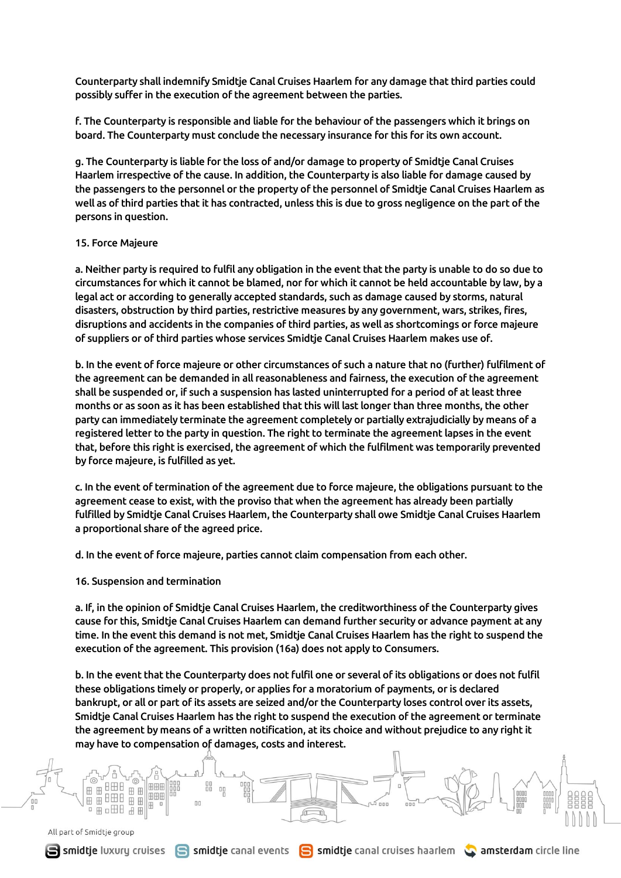Counterparty shall indemnify Smidtje Canal Cruises Haarlem for any damage that third parties could possibly suffer in the execution of the agreement between the parties.

f. The Counterparty is responsible and liable for the behaviour of the passengers which it brings on board. The Counterparty must conclude the necessary insurance for this for its own account.

g. The Counterparty is liable for the loss of and/or damage to property of Smidtje Canal Cruises Haarlem irrespective of the cause. In addition, the Counterparty is also liable for damage caused by the passengers to the personnel or the property of the personnel of Smidtje Canal Cruises Haarlem as well as of third parties that it has contracted, unless this is due to gross negligence on the part of the persons in question.

15. Force Majeure

a. Neither party is required to fulfil any obligation in the event that the party is unable to do so due to circumstances for which it cannot be blamed, nor for which it cannot be held accountable by law, by a legal act or according to generally accepted standards, such as damage caused by storms, natural disasters, obstruction by third parties, restrictive measures by any government, wars, strikes, fires, disruptions and accidents in the companies of third parties, as well as shortcomings or force majeure of suppliers or of third parties whose services Smidtje Canal Cruises Haarlem makes use of.

b. In the event of force majeure or other circumstances of such a nature that no (further) fulfilment of the agreement can be demanded in all reasonableness and fairness, the execution of the agreement shall be suspended or, if such a suspension has lasted uninterrupted for a period of at least three months or as soon as it has been established that this will last longer than three months, the other party can immediately terminate the agreement completely or partially extrajudicially by means of a registered letter to the party in question. The right to terminate the agreement lapses in the event that, before this right is exercised, the agreement of which the fulfilment was temporarily prevented by force majeure, is fulfilled as yet.

c. In the event of termination of the agreement due to force majeure, the obligations pursuant to the agreement cease to exist, with the proviso that when the agreement has already been partially fulfilled by Smidtje Canal Cruises Haarlem, the Counterparty shall owe Smidtje Canal Cruises Haarlem a proportional share of the agreed price.

d. In the event of force majeure, parties cannot claim compensation from each other.

16. Suspension and termination

a. If, in the opinion of Smidtje Canal Cruises Haarlem, the creditworthiness of the Counterparty gives cause for this, Smidtje Canal Cruises Haarlem can demand further security or advance payment at any time. In the event this demand is not met, Smidtje Canal Cruises Haarlem has the right to suspend the execution of the agreement. This provision (16a) does not apply to Consumers.

b. In the event that the Counterparty does not fulfil one or several of its obligations or does not fulfil these obligations timely or properly, or applies for a moratorium of payments, or is declared bankrupt, or all or part of its assets are seized and/or the Counterparty loses control over its assets, Smidtje Canal Cruises Haarlem has the right to suspend the execution of the agreement or terminate the agreement by means of a written notification, at its choice and without prejudice to any right it may have to compensation of damages, costs and interest.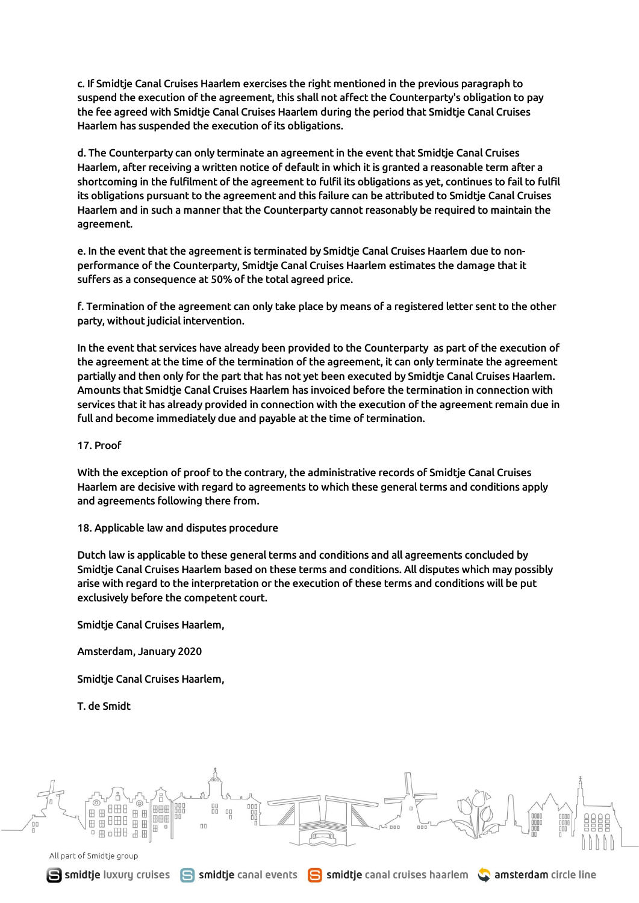c. If Smidtje Canal Cruises Haarlem exercises the right mentioned in the previous paragraph to suspend the execution of the agreement, this shall not affect the Counterparty's obligation to pay the fee agreed with Smidtje Canal Cruises Haarlem during the period that Smidtje Canal Cruises Haarlem has suspended the execution of its obligations.

d. The Counterparty can only terminate an agreement in the event that Smidtje Canal Cruises Haarlem, after receiving a written notice of default in which it is granted a reasonable term after a shortcoming in the fulfilment of the agreement to fulfil its obligations as yet, continues to fail to fulfil its obligations pursuant to the agreement and this failure can be attributed to Smidtje Canal Cruises Haarlem and in such a manner that the Counterparty cannot reasonably be required to maintain the agreement.

e. In the event that the agreement is terminated by Smidtje Canal Cruises Haarlem due to non-performance of the Counterparty, Smidtje Canal Cruises Haarlem estimates the damage that it suffers as a consequence at 50% of the total agreed price.

f. Termination of the agreement can only take place by means of a registered letter sent to the other party, without judicial intervention.

In the event that services have already been provided to the Counterparty as part of the execution of the agreement at the time of the termination of the agreement, it can only terminate the agreement partially and then only for the part that has not yet been executed by Smidtje Canal Cruises Haarlem. Amounts that Smidtje Canal Cruises Haarlem has invoiced before the termination in connection with services that it has already provided in connection with the execution of the agreement remain due in full and become immediately due and payable at the time of termination.

## 17. Proof

With the exception of proof to the contrary, the administrative records of Smidtje Canal Cruises Haarlem are decisive with regard to agreements to which these general terms and conditions apply and agreements following there from.

## 18. Applicable law and disputes procedure

Dutch law is applicable to these general terms and conditions and all agreements concluded by Smidtje Canal Cruises Haarlem based on these terms and conditions. All disputes which may possibly arise with regard to the interpretation or the execution of these terms and conditions will be put exclusively before the competent court.

Smidtje Canal Cruises Haarlem,

Amsterdam, January 2020

Smidtje Canal Cruises Haarlem,

T. de Smidt